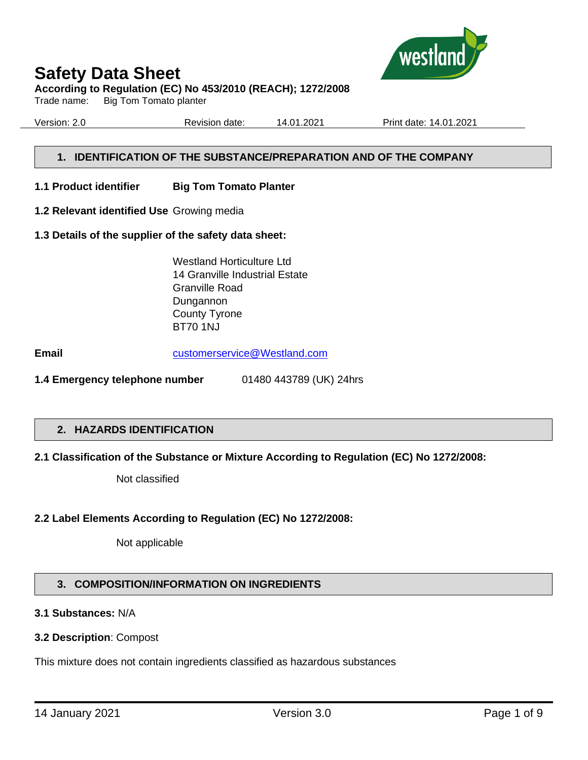# Safety Data Sheet

**According to Regulation (EC) No 453/2010 (REACH); 1272/2008**

Trade name: Big Tom Tomato planter

Version: 2.0 Revision date: 14.01.2021 Print date: 14.01.2021

## 1. IDENTIFICATION OF THE SUBSTANCE/PREPARATION AND OF THE COMPANY

**1.1 Product identifier** **Big Tom Tomato Planter**

**1.2 Relevant identified Use** Growing media

**1.3 Details of the supplier of the safety data sheet:**

Westland Horticulture Ltd
14 Granville Industrial Estate
Granville Road
Dungannon
County Tyrone
BT70 1NJ

**Email** customerservice@Westland.com

**1.4 Emergency telephone number** 01480 443789 (UK) 24hrs

## 2. HAZARDS IDENTIFICATION

**2.1 Classification of the Substance or Mixture According to Regulation (EC) No 1272/2008:**

Not classified

**2.2 Label Elements According to Regulation (EC) No 1272/2008:**

Not applicable

## 3. COMPOSITION/INFORMATION ON INGREDIENTS

**3.1 Substances:** N/A

**3.2 Description**: Compost

This mixture does not contain ingredients classified as hazardous substances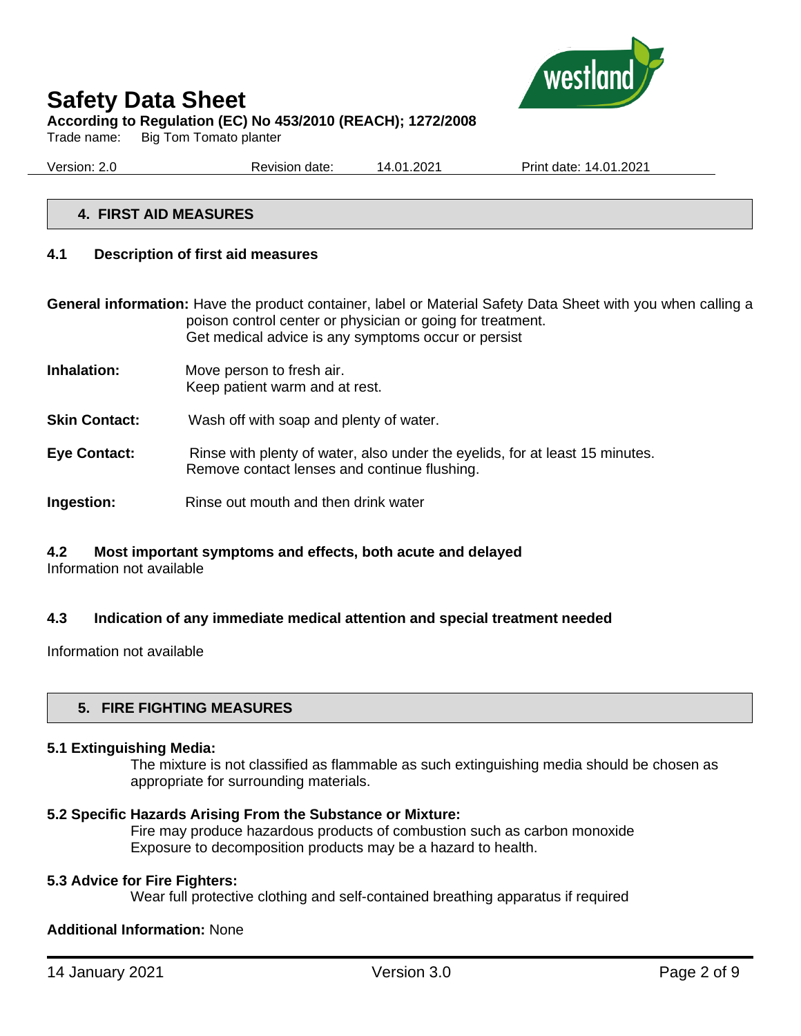## 4. FIRST AID MEASURES

### 4.1 Description of first aid measures

**General information:** Have the product container, label or Material Safety Data Sheet with you when calling a poison control center or physician or going for treatment.
Get medical advice is any symptoms occur or persist

**Inhalation:** Move person to fresh air.
Keep patient warm and at rest.

**Skin Contact:** Wash off with soap and plenty of water.

**Eye Contact:** Rinse with plenty of water, also under the eyelids, for at least 15 minutes.
Remove contact lenses and continue flushing.

**Ingestion:** Rinse out mouth and then drink water

### 4.2 Most important symptoms and effects, both acute and delayed

Information not available

### 4.3 Indication of any immediate medical attention and special treatment needed

Information not available

## 5. FIRE FIGHTING MEASURES

**5.1 Extinguishing Media:**

The mixture is not classified as flammable as such extinguishing media should be chosen as appropriate for surrounding materials.

**5.2 Specific Hazards Arising From the Substance or Mixture:**

Fire may produce hazardous products of combustion such as carbon monoxide
Exposure to decomposition products may be a hazard to health.

**5.3 Advice for Fire Fighters:**

Wear full protective clothing and self-contained breathing apparatus if required

**Additional Information:** None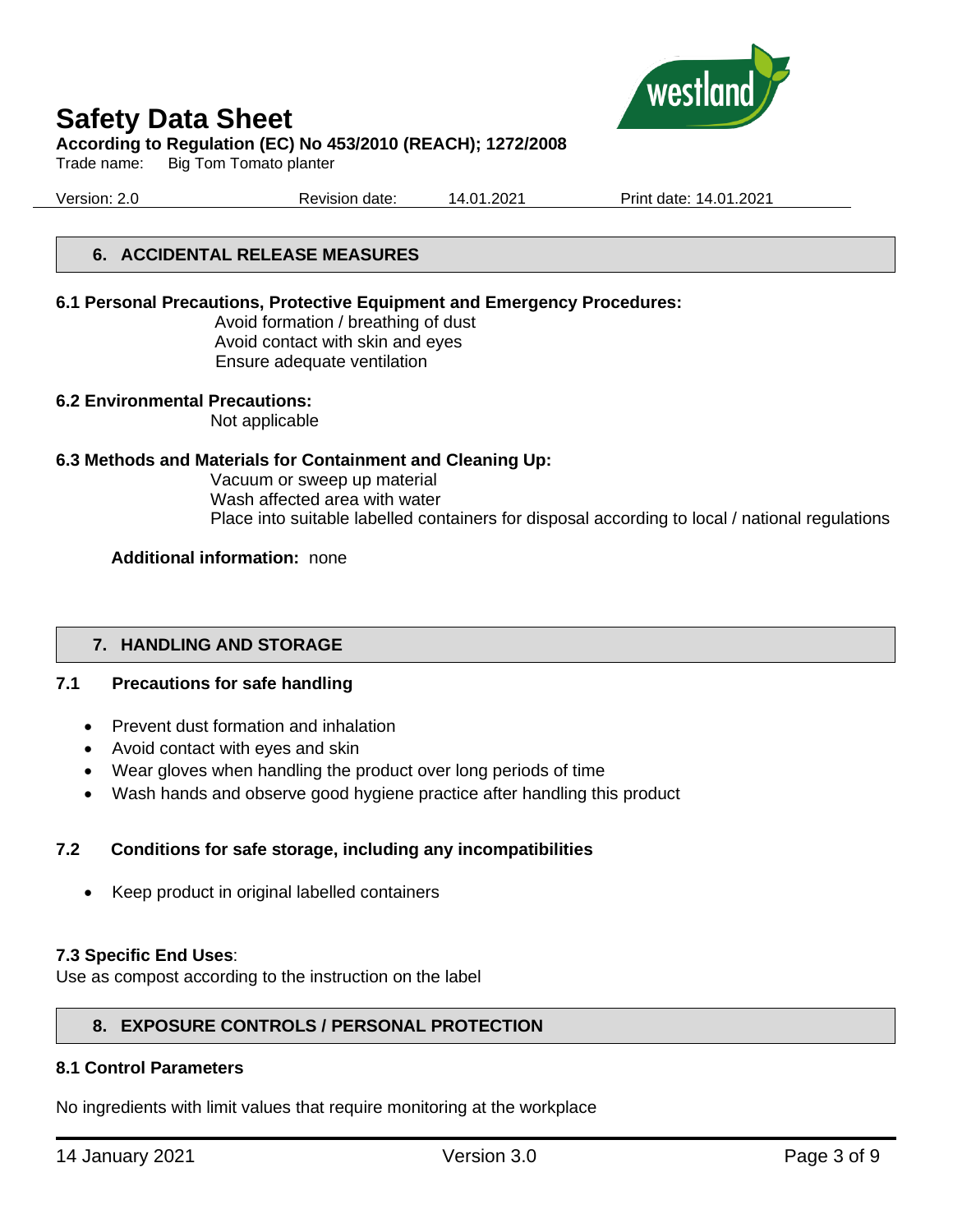## 6. ACCIDENTAL RELEASE MEASURES

**6.1 Personal Precautions, Protective Equipment and Emergency Procedures:**

Avoid formation / breathing of dust
Avoid contact with skin and eyes
Ensure adequate ventilation

**6.2 Environmental Precautions:**

Not applicable

**6.3 Methods and Materials for Containment and Cleaning Up:**

Vacuum or sweep up material
Wash affected area with water
Place into suitable labelled containers for disposal according to local / national regulations

**Additional information:** none

## 7. HANDLING AND STORAGE

### 7.1 Precautions for safe handling

- Prevent dust formation and inhalation
- Avoid contact with eyes and skin
- Wear gloves when handling the product over long periods of time
- Wash hands and observe good hygiene practice after handling this product

### 7.2 Conditions for safe storage, including any incompatibilities

- Keep product in original labelled containers

**7.3 Specific End Uses**:
Use as compost according to the instruction on the label

## 8. EXPOSURE CONTROLS / PERSONAL PROTECTION

**8.1 Control Parameters**

No ingredients with limit values that require monitoring at the workplace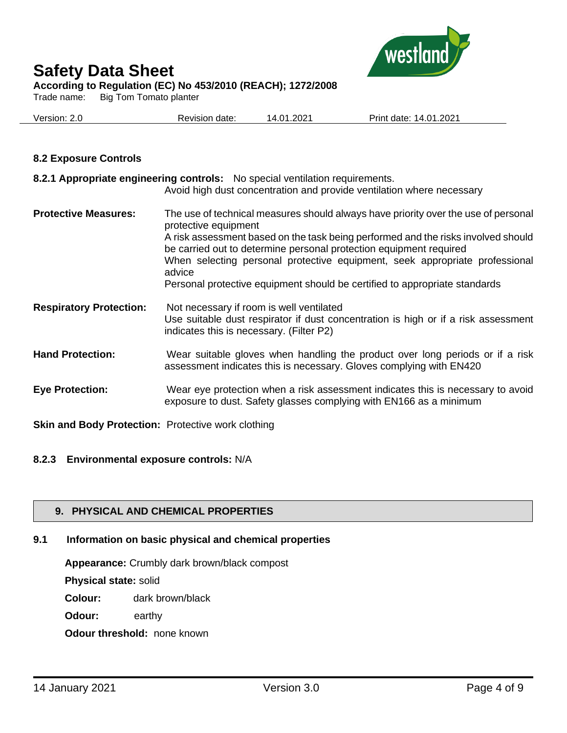### 8.2 Exposure Controls

**8.2.1 Appropriate engineering controls:** No special ventilation requirements. Avoid high dust concentration and provide ventilation where necessary

**Protective Measures:** The use of technical measures should always have priority over the use of personal protective equipment
A risk assessment based on the task being performed and the risks involved should be carried out to determine personal protection equipment required
When selecting personal protective equipment, seek appropriate professional advice
Personal protective equipment should be certified to appropriate standards

**Respiratory Protection:** Not necessary if room is well ventilated
Use suitable dust respirator if dust concentration is high or if a risk assessment indicates this is necessary. (Filter P2)

**Hand Protection:** Wear suitable gloves when handling the product over long periods or if a risk assessment indicates this is necessary. Gloves complying with EN420

**Eye Protection:** Wear eye protection when a risk assessment indicates this is necessary to avoid exposure to dust. Safety glasses complying with EN166 as a minimum

**Skin and Body Protection:** Protective work clothing

**8.2.3 Environmental exposure controls:** N/A

## 9. PHYSICAL AND CHEMICAL PROPERTIES

### 9.1 Information on basic physical and chemical properties

**Appearance:** Crumbly dark brown/black compost

**Physical state:** solid

**Colour:** dark brown/black

**Odour:** earthy

**Odour threshold:** none known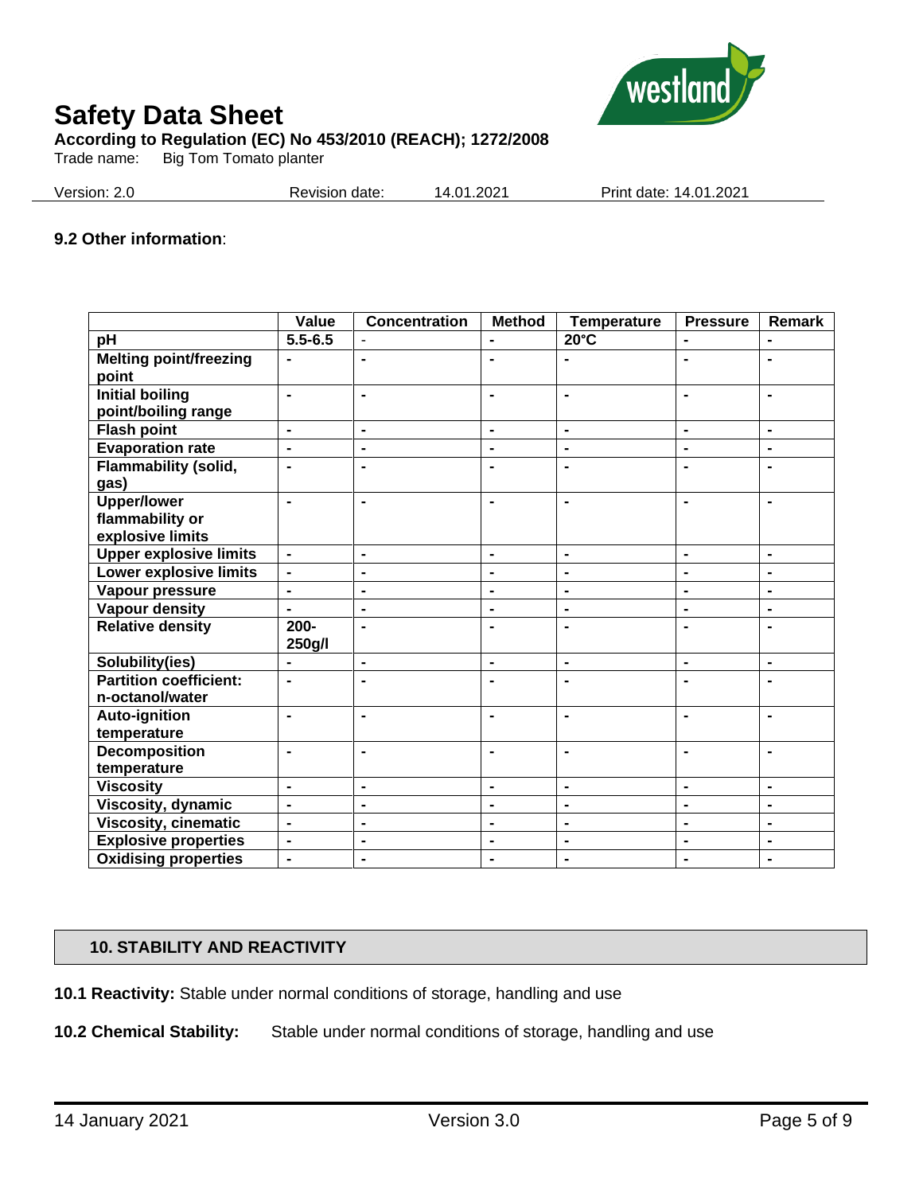### 9.2 Other information:

| | Value | Concentration | Method | Temperature | Pressure | Remark |
|---|---|---|---|---|---|---|
| pH | 5.5-6.5 | - | - | 20°C | - | - |
| Melting point/freezing point | - | - | - | - | - | - |
| Initial boiling point/boiling range | - | - | - | - | - | - |
| Flash point | - | - | - | - | - | - |
| Evaporation rate | - | - | - | - | - | - |
| Flammability (solid, gas) | - | - | - | - | - | - |
| Upper/lower flammability or explosive limits | - | - | - | - | - | - |
| Upper explosive limits | - | - | - | - | - | - |
| Lower explosive limits | - | - | - | - | - | - |
| Vapour pressure | - | - | - | - | - | - |
| Vapour density | - | - | - | - | - | - |
| Relative density | 200-250g/l | - | - | - | - | - |
| Solubility(ies) | - | - | - | - | - | - |
| Partition coefficient: n-octanol/water | - | - | - | - | - | - |
| Auto-ignition temperature | - | - | - | - | - | - |
| Decomposition temperature | - | - | - | - | - | - |
| Viscosity | - | - | - | - | - | - |
| Viscosity, dynamic | - | - | - | - | - | - |
| Viscosity, cinematic | - | - | - | - | - | - |
| Explosive properties | - | - | - | - | - | - |
| Oxidising properties | - | - | - | - | - | - |

## 10. STABILITY AND REACTIVITY

**10.1 Reactivity:** Stable under normal conditions of storage, handling and use

**10.2 Chemical Stability:** Stable under normal conditions of storage, handling and use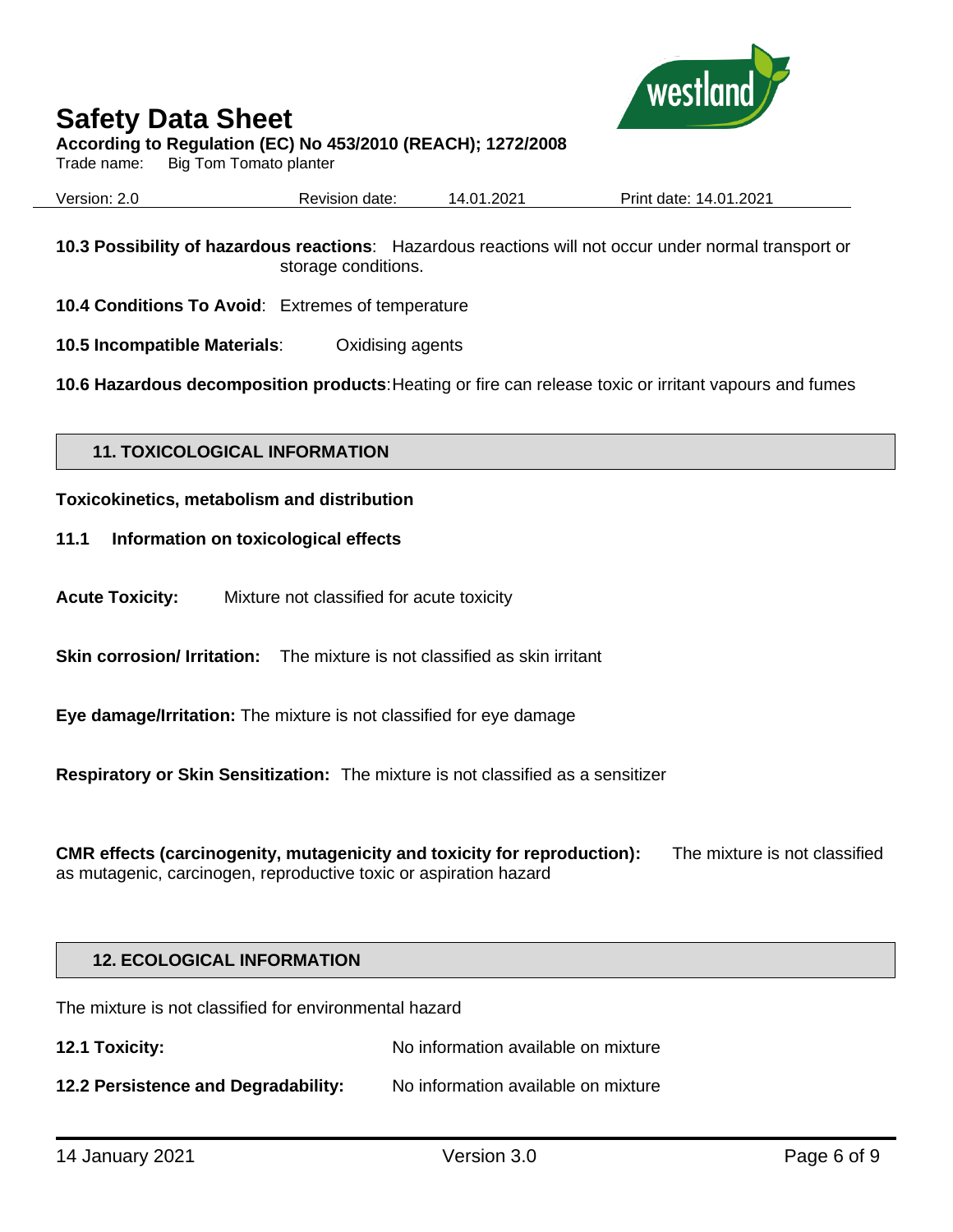**10.3 Possibility of hazardous reactions**: Hazardous reactions will not occur under normal transport or storage conditions.

**10.4 Conditions To Avoid**: Extremes of temperature

**10.5 Incompatible Materials**: Oxidising agents

**10.6 Hazardous decomposition products**: Heating or fire can release toxic or irritant vapours and fumes

## 11. TOXICOLOGICAL INFORMATION

**Toxicokinetics, metabolism and distribution**

**11.1 Information on toxicological effects**

**Acute Toxicity:** Mixture not classified for acute toxicity

**Skin corrosion/ Irritation:** The mixture is not classified as skin irritant

**Eye damage/Irritation:** The mixture is not classified for eye damage

**Respiratory or Skin Sensitization:** The mixture is not classified as a sensitizer

**CMR effects (carcinogenity, mutagenicity and toxicity for reproduction):** The mixture is not classified as mutagenic, carcinogen, reproductive toxic or aspiration hazard

## 12. ECOLOGICAL INFORMATION

The mixture is not classified for environmental hazard

**12.1 Toxicity:** No information available on mixture

**12.2 Persistence and Degradability:** No information available on mixture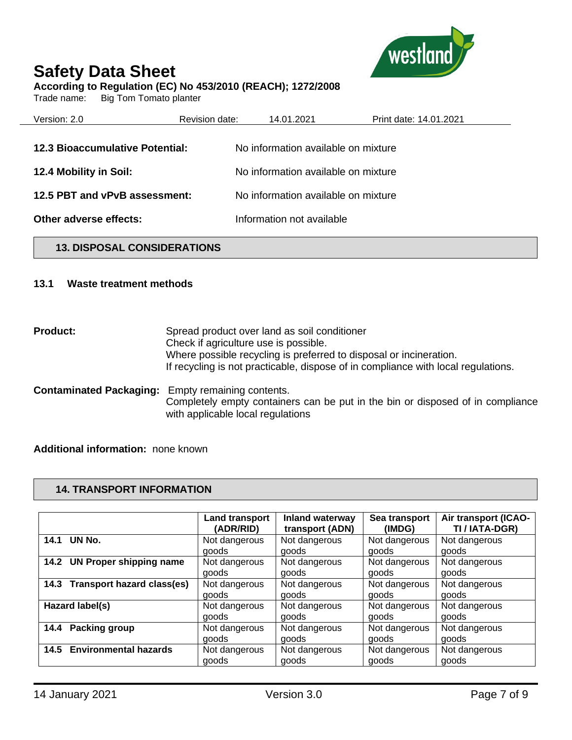**12.3 Bioaccumulative Potential:** No information available on mixture

**12.4 Mobility in Soil:** No information available on mixture

**12.5 PBT and vPvB assessment:** No information available on mixture

**Other adverse effects:** Information not available

## 13. DISPOSAL CONSIDERATIONS

### 13.1 Waste treatment methods

**Product:** Spread product over land as soil conditioner
Check if agriculture use is possible.
Where possible recycling is preferred to disposal or incineration.
If recycling is not practicable, dispose of in compliance with local regulations.

**Contaminated Packaging:** Empty remaining contents.
Completely empty containers can be put in the bin or disposed of in compliance with applicable local regulations

**Additional information:** none known

## 14. TRANSPORT INFORMATION

| | Land transport (ADR/RID) | Inland waterway transport (ADN) | Sea transport (IMDG) | Air transport (ICAO-TI / IATA-DGR) |
|---|---|---|---|---|
| **14.1 UN No.** | Not dangerous goods | Not dangerous goods | Not dangerous goods | Not dangerous goods |
| **14.2 UN Proper shipping name** | Not dangerous goods | Not dangerous goods | Not dangerous goods | Not dangerous goods |
| **14.3 Transport hazard class(es)** | Not dangerous goods | Not dangerous goods | Not dangerous goods | Not dangerous goods |
| **Hazard label(s)** | Not dangerous goods | Not dangerous goods | Not dangerous goods | Not dangerous goods |
| **14.4 Packing group** | Not dangerous goods | Not dangerous goods | Not dangerous goods | Not dangerous goods |
| **14.5 Environmental hazards** | Not dangerous goods | Not dangerous goods | Not dangerous goods | Not dangerous goods |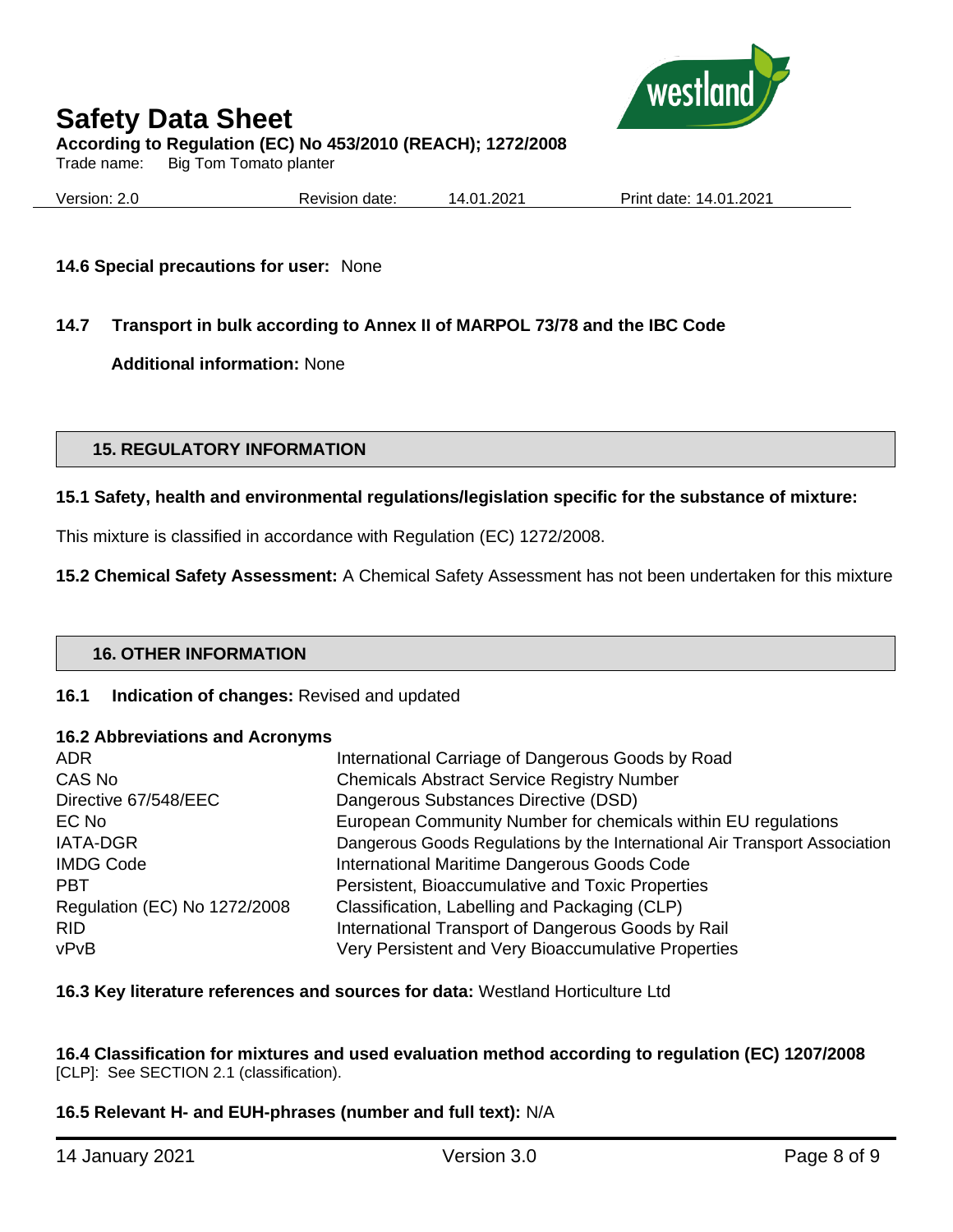**14.6 Special precautions for user:** None

**14.7 Transport in bulk according to Annex II of MARPOL 73/78 and the IBC Code**

**Additional information:** None

## 15. REGULATORY INFORMATION

**15.1 Safety, health and environmental regulations/legislation specific for the substance of mixture:**

This mixture is classified in accordance with Regulation (EC) 1272/2008.

**15.2 Chemical Safety Assessment:** A Chemical Safety Assessment has not been undertaken for this mixture

## 16. OTHER INFORMATION

**16.1 Indication of changes:** Revised and updated

**16.2 Abbreviations and Acronyms**

| | |
|---|---|
| ADR | International Carriage of Dangerous Goods by Road |
| CAS No | Chemicals Abstract Service Registry Number |
| Directive 67/548/EEC | Dangerous Substances Directive (DSD) |
| EC No | European Community Number for chemicals within EU regulations |
| IATA-DGR | Dangerous Goods Regulations by the International Air Transport Association |
| IMDG Code | International Maritime Dangerous Goods Code |
| PBT | Persistent, Bioaccumulative and Toxic Properties |
| Regulation (EC) No 1272/2008 | Classification, Labelling and Packaging (CLP) |
| RID | International Transport of Dangerous Goods by Rail |
| vPvB | Very Persistent and Very Bioaccumulative Properties |

**16.3 Key literature references and sources for data:** Westland Horticulture Ltd

**16.4 Classification for mixtures and used evaluation method according to regulation (EC) 1207/2008** [CLP]: See SECTION 2.1 (classification).

**16.5 Relevant H- and EUH-phrases (number and full text):** N/A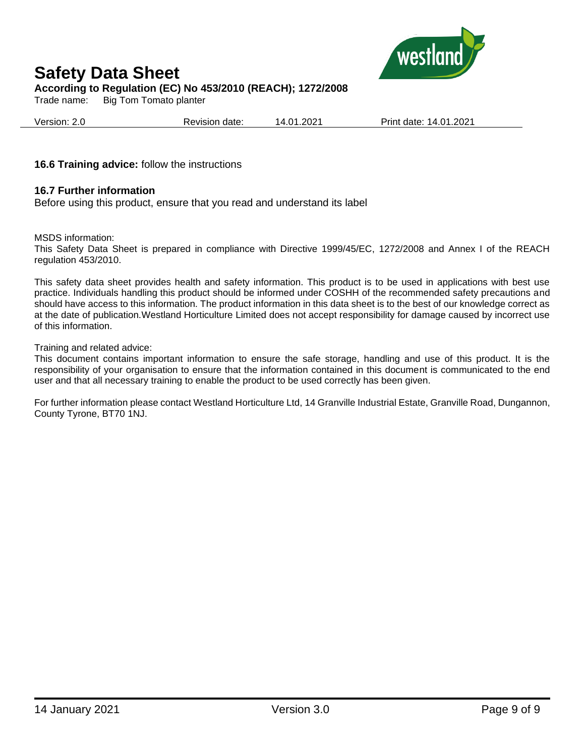**16.6 Training advice:** follow the instructions

**16.7 Further information**

Before using this product, ensure that you read and understand its label

MSDS information:

This Safety Data Sheet is prepared in compliance with Directive 1999/45/EC, 1272/2008 and Annex I of the REACH regulation 453/2010.

This safety data sheet provides health and safety information. This product is to be used in applications with best use practice. Individuals handling this product should be informed under COSHH of the recommended safety precautions and should have access to this information. The product information in this data sheet is to the best of our knowledge correct as at the date of publication.Westland Horticulture Limited does not accept responsibility for damage caused by incorrect use of this information.

Training and related advice:

This document contains important information to ensure the safe storage, handling and use of this product. It is the responsibility of your organisation to ensure that the information contained in this document is communicated to the end user and that all necessary training to enable the product to be used correctly has been given.

For further information please contact Westland Horticulture Ltd, 14 Granville Industrial Estate, Granville Road, Dungannon, County Tyrone, BT70 1NJ.